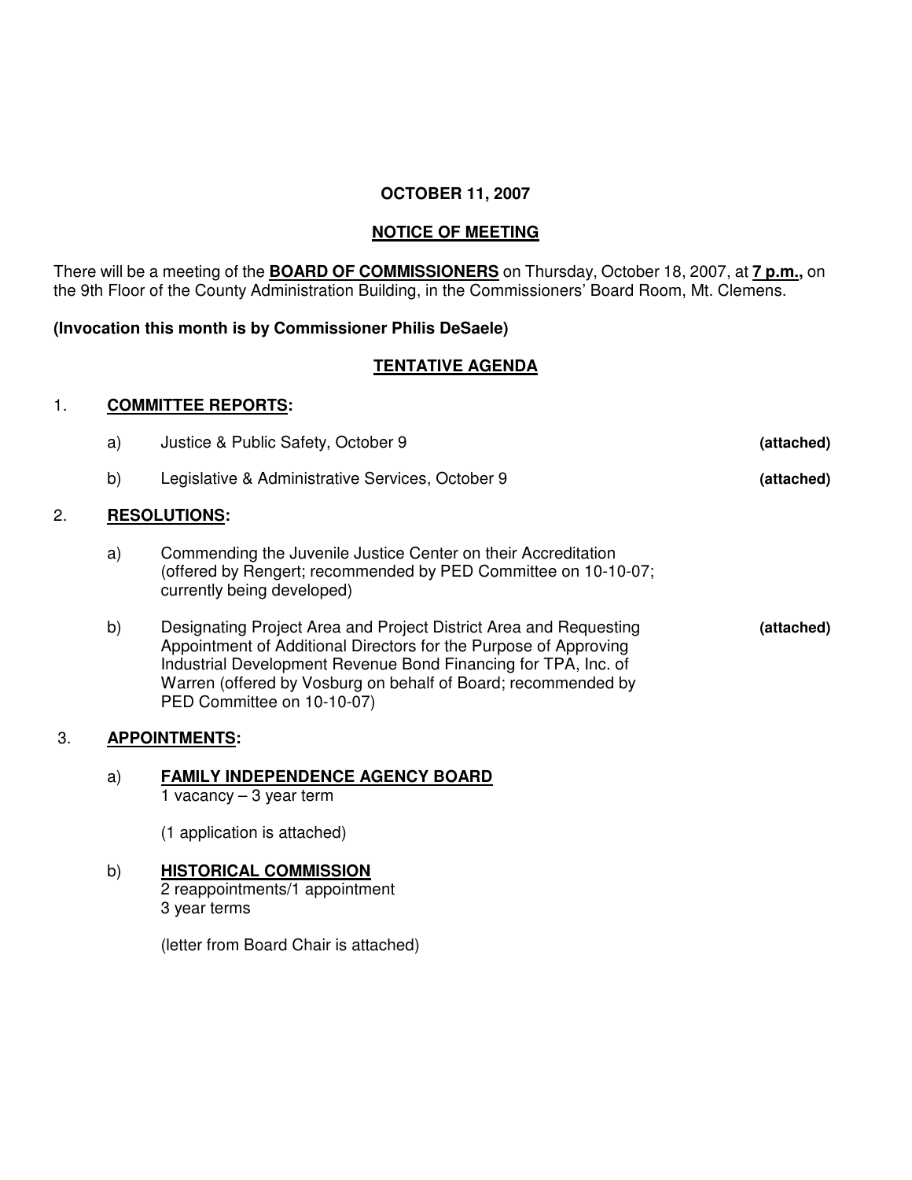**OCTOBER 11, 2007**

**NOTICE OF MEETING**

There will be a meeting of the **BOARD OF COMMISSIONERS** on Thursday, October 18, 2007, at **7 p.m.,** on the 9th Floor of the County Administration Building, in the Commissioners' Board Room, Mt. Clemens.

**(Invocation this month is by Commissioner Philis DeSaele)**

**TENTATIVE AGENDA**

1. **COMMITTEE REPORTS:**

   a) Justice & Public Safety, October 9 **(attached)**

   b) Legislative & Administrative Services, October 9 **(attached)**

2. **RESOLUTIONS:**

   a) Commending the Juvenile Justice Center on their Accreditation (offered by Rengert; recommended by PED Committee on 10-10-07; currently being developed)

   b) Designating Project Area and Project District Area and Requesting Appointment of Additional Directors for the Purpose of Approving Industrial Development Revenue Bond Financing for TPA, Inc. of Warren (offered by Vosburg on behalf of Board; recommended by PED Committee on 10-10-07) **(attached)**

3. **APPOINTMENTS:**

   a) **FAMILY INDEPENDENCE AGENCY BOARD**
      1 vacancy – 3 year term

      (1 application is attached)

   b) **HISTORICAL COMMISSION**
      2 reappointments/1 appointment
      3 year terms

      (letter from Board Chair is attached)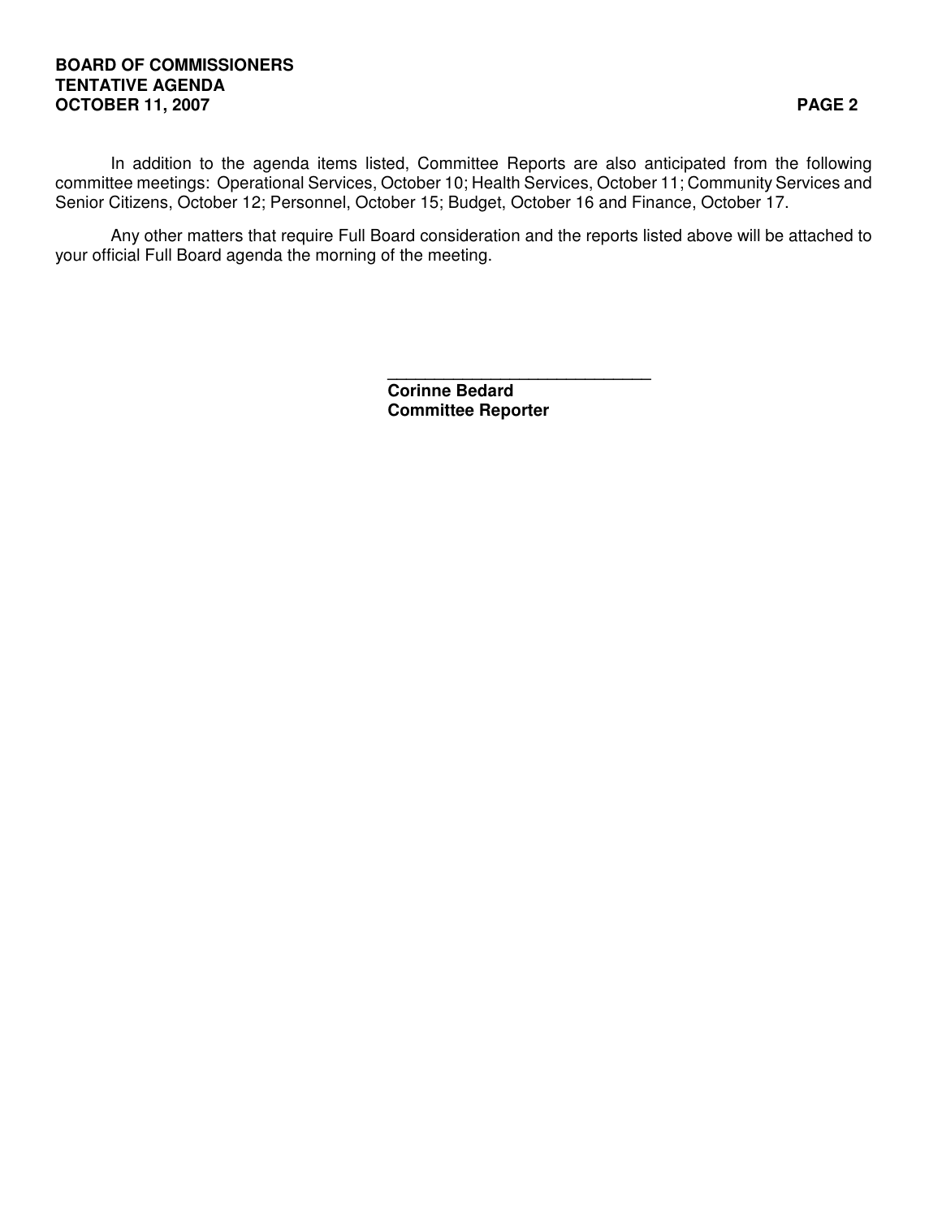In addition to the agenda items listed, Committee Reports are also anticipated from the following committee meetings: Operational Services, October 10; Health Services, October 11; Community Services and Senior Citizens, October 12; Personnel, October 15; Budget, October 16 and Finance, October 17.

Any other matters that require Full Board consideration and the reports listed above will be attached to your official Full Board agenda the morning of the meeting.

\_\_\_\_\_\_\_\_\_\_\_\_\_\_\_\_\_\_\_\_\_\_\_\_\_\_\_\_\_\_

**Corinne Bedard**
**Committee Reporter**